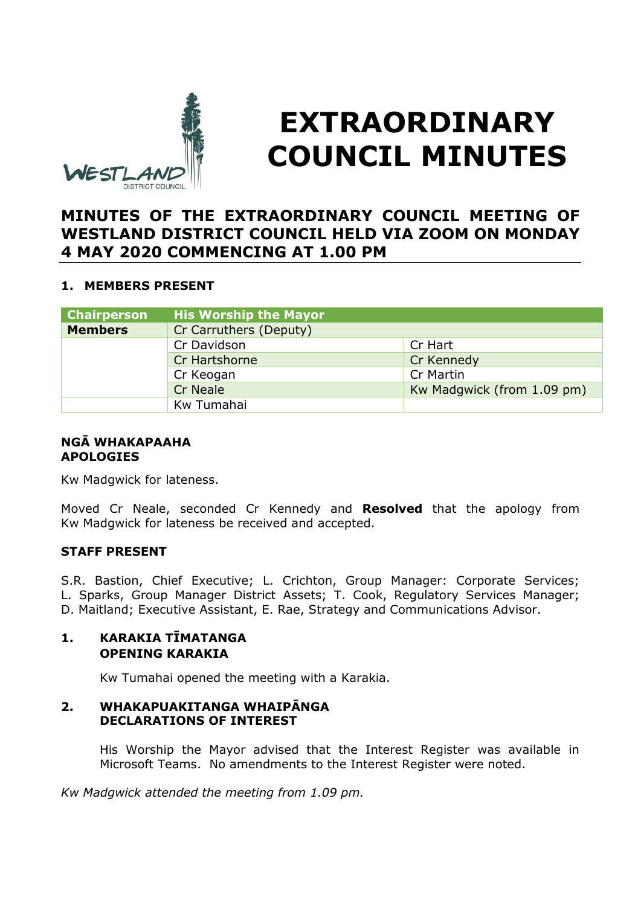# EXTRAORDINARY COUNCIL MINUTES

## MINUTES OF THE EXTRAORDINARY COUNCIL MEETING OF WESTLAND DISTRICT COUNCIL HELD VIA ZOOM ON MONDAY 4 MAY 2020 COMMENCING AT 1.00 PM

### 1. MEMBERS PRESENT

| Chairperson | His Worship the Mayor | |
|---|---|---|
| **Members** | Cr Carruthers (Deputy) | |
| | Cr Davidson | Cr Hart |
| | Cr Hartshorne | Cr Kennedy |
| | Cr Keogan | Cr Martin |
| | Cr Neale | Kw Madgwick (from 1.09 pm) |
| | Kw Tumahai | |

**NGĀ WHAKAPAAHA**
**APOLOGIES**

Kw Madgwick for lateness.

Moved Cr Neale, seconded Cr Kennedy and **Resolved** that the apology from Kw Madgwick for lateness be received and accepted.

**STAFF PRESENT**

S.R. Bastion, Chief Executive; L. Crichton, Group Manager: Corporate Services; L. Sparks, Group Manager District Assets; T. Cook, Regulatory Services Manager; D. Maitland; Executive Assistant, E. Rae, Strategy and Communications Advisor.

### 1. KARAKIA TĪMATANGA OPENING KARAKIA

Kw Tumahai opened the meeting with a Karakia.

### 2. WHAKAPUAKITANGA WHAIPĀNGA DECLARATIONS OF INTEREST

His Worship the Mayor advised that the Interest Register was available in Microsoft Teams. No amendments to the Interest Register were noted.

*Kw Madgwick attended the meeting from 1.09 pm.*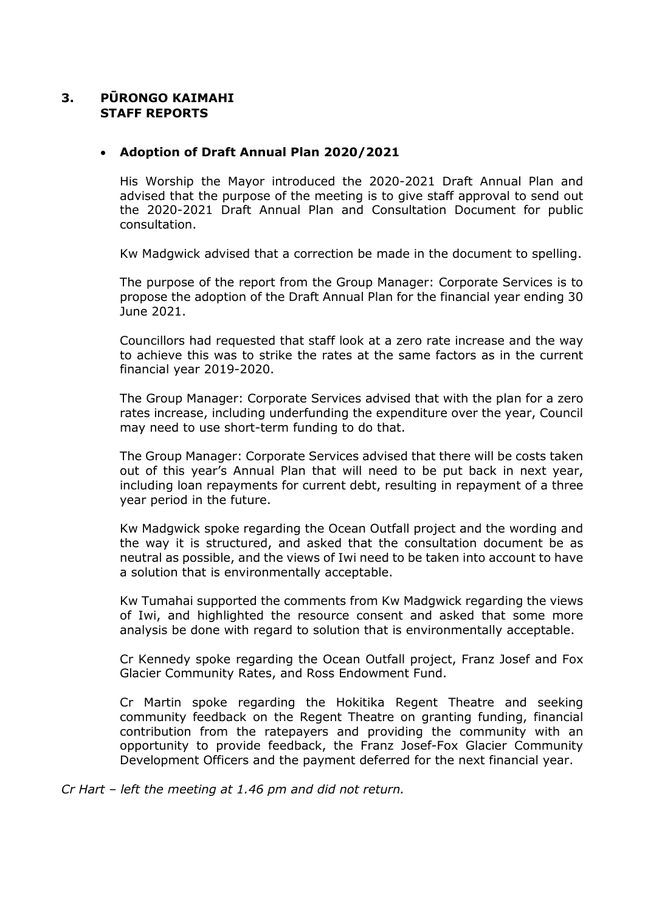## 3. PŪRONGO KAIMAHI STAFF REPORTS

- **Adoption of Draft Annual Plan 2020/2021**

His Worship the Mayor introduced the 2020-2021 Draft Annual Plan and advised that the purpose of the meeting is to give staff approval to send out the 2020-2021 Draft Annual Plan and Consultation Document for public consultation.

Kw Madgwick advised that a correction be made in the document to spelling.

The purpose of the report from the Group Manager: Corporate Services is to propose the adoption of the Draft Annual Plan for the financial year ending 30 June 2021.

Councillors had requested that staff look at a zero rate increase and the way to achieve this was to strike the rates at the same factors as in the current financial year 2019-2020.

The Group Manager: Corporate Services advised that with the plan for a zero rates increase, including underfunding the expenditure over the year, Council may need to use short-term funding to do that.

The Group Manager: Corporate Services advised that there will be costs taken out of this year's Annual Plan that will need to be put back in next year, including loan repayments for current debt, resulting in repayment of a three year period in the future.

Kw Madgwick spoke regarding the Ocean Outfall project and the wording and the way it is structured, and asked that the consultation document be as neutral as possible, and the views of Iwi need to be taken into account to have a solution that is environmentally acceptable.

Kw Tumahai supported the comments from Kw Madgwick regarding the views of Iwi, and highlighted the resource consent and asked that some more analysis be done with regard to solution that is environmentally acceptable.

Cr Kennedy spoke regarding the Ocean Outfall project, Franz Josef and Fox Glacier Community Rates, and Ross Endowment Fund.

Cr Martin spoke regarding the Hokitika Regent Theatre and seeking community feedback on the Regent Theatre on granting funding, financial contribution from the ratepayers and providing the community with an opportunity to provide feedback, the Franz Josef-Fox Glacier Community Development Officers and the payment deferred for the next financial year.

*Cr Hart – left the meeting at 1.46 pm and did not return.*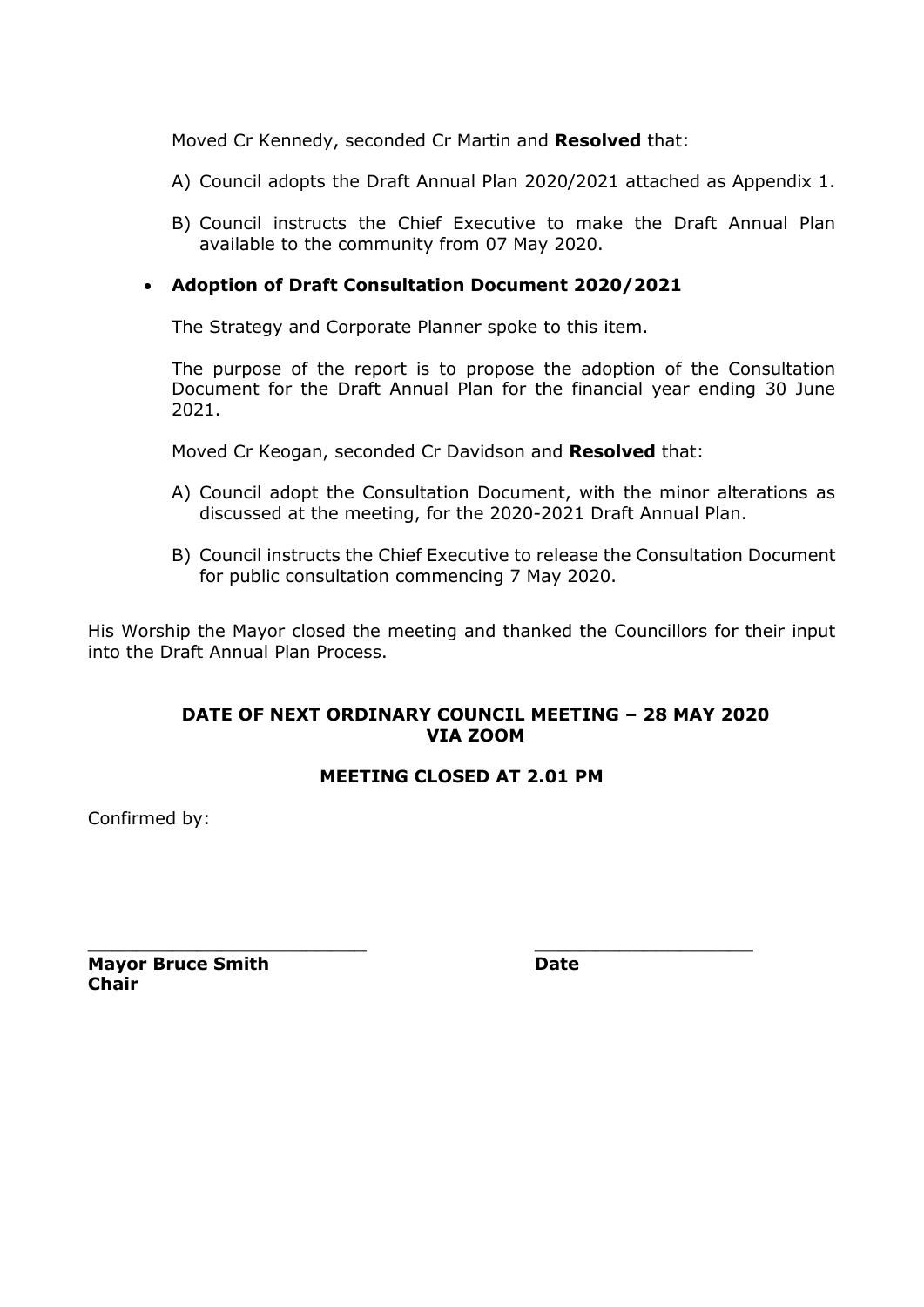Moved Cr Kennedy, seconded Cr Martin and **Resolved** that:

A) Council adopts the Draft Annual Plan 2020/2021 attached as Appendix 1.

B) Council instructs the Chief Executive to make the Draft Annual Plan available to the community from 07 May 2020.

- **Adoption of Draft Consultation Document 2020/2021**

The Strategy and Corporate Planner spoke to this item.

The purpose of the report is to propose the adoption of the Consultation Document for the Draft Annual Plan for the financial year ending 30 June 2021.

Moved Cr Keogan, seconded Cr Davidson and **Resolved** that:

A) Council adopt the Consultation Document, with the minor alterations as discussed at the meeting, for the 2020-2021 Draft Annual Plan.

B) Council instructs the Chief Executive to release the Consultation Document for public consultation commencing 7 May 2020.

His Worship the Mayor closed the meeting and thanked the Councillors for their input into the Draft Annual Plan Process.

**DATE OF NEXT ORDINARY COUNCIL MEETING – 28 MAY 2020 VIA ZOOM**

**MEETING CLOSED AT 2.01 PM**

Confirmed by:

\_\_\_\_\_\_\_\_\_\_\_\_\_\_\_\_\_\_\_\_\_\_\_\_ \_\_\_\_\_\_\_\_\_\_\_\_\_\_\_\_\_\_\_

**Mayor Bruce Smith** **Date**
**Chair**